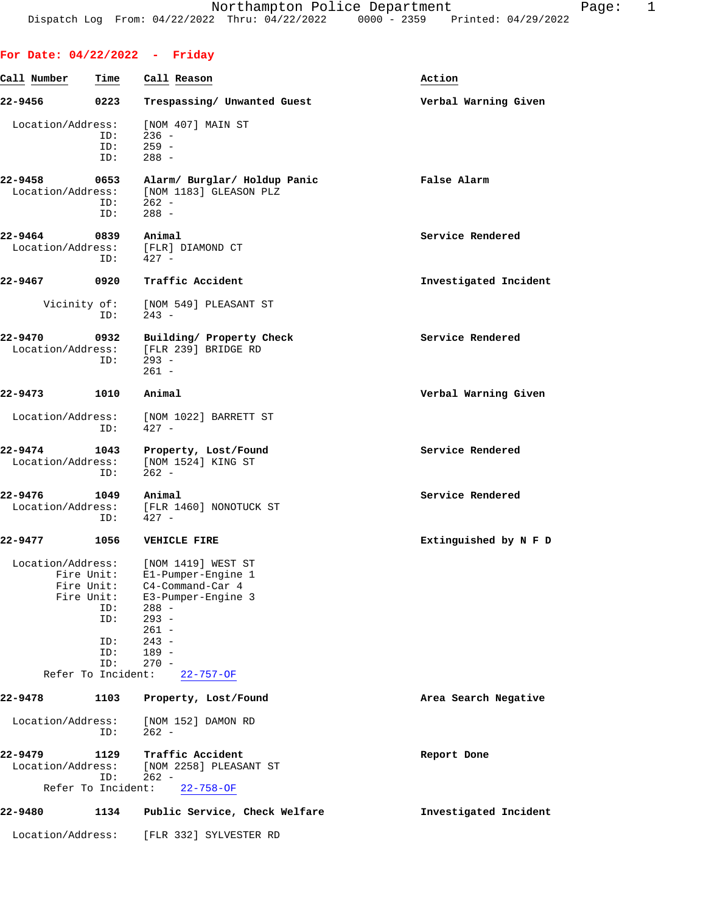Northampton Police Department
Dispatch Log From: 04/22/2022 Thru: 04/22/2022 0000 - 2359 Printed: 04/29/2022

## For Date: 04/22/2022 - Friday

| Call Number | Time | Call Reason | Action |
|---|---|---|---|
| 22-9456 | 0223 | Trespassing/ Unwanted Guest | Verbal Warning Given |

Location/Address: [NOM 407] MAIN ST
ID: 236 -
ID: 259 -
ID: 288 -

**22-9458** 0653 Alarm/ Burglar/ Holdup Panic — False Alarm
Location/Address: [NOM 1183] GLEASON PLZ
ID: 262 -
ID: 288 -

**22-9464** 0839 Animal — Service Rendered
Location/Address: [FLR] DIAMOND CT
ID: 427 -

**22-9467** 0920 Traffic Accident — Investigated Incident
Vicinity of: [NOM 549] PLEASANT ST
ID: 243 -

**22-9470** 0932 Building/ Property Check — Service Rendered
Location/Address: [FLR 239] BRIDGE RD
ID: 293 -
261 -

**22-9473** 1010 Animal — Verbal Warning Given
Location/Address: [NOM 1022] BARRETT ST
ID: 427 -

**22-9474** 1043 Property, Lost/Found — Service Rendered
Location/Address: [NOM 1524] KING ST
ID: 262 -

**22-9476** 1049 Animal — Service Rendered
Location/Address: [FLR 1460] NONOTUCK ST
ID: 427 -

**22-9477** 1056 VEHICLE FIRE — Extinguished by N F D
Location/Address: [NOM 1419] WEST ST
Fire Unit: E1-Pumper-Engine 1
Fire Unit: C4-Command-Car 4
Fire Unit: E3-Pumper-Engine 3
ID: 288 -
ID: 293 -
261 -
ID: 243 -
ID: 189 -
ID: 270 -
Refer To Incident: 22-757-OF

**22-9478** 1103 Property, Lost/Found — Area Search Negative
Location/Address: [NOM 152] DAMON RD
ID: 262 -

**22-9479** 1129 Traffic Accident — Report Done
Location/Address: [NOM 2258] PLEASANT ST
ID: 262 -
Refer To Incident: 22-758-OF

**22-9480** 1134 Public Service, Check Welfare — Investigated Incident
Location/Address: [FLR 332] SYLVESTER RD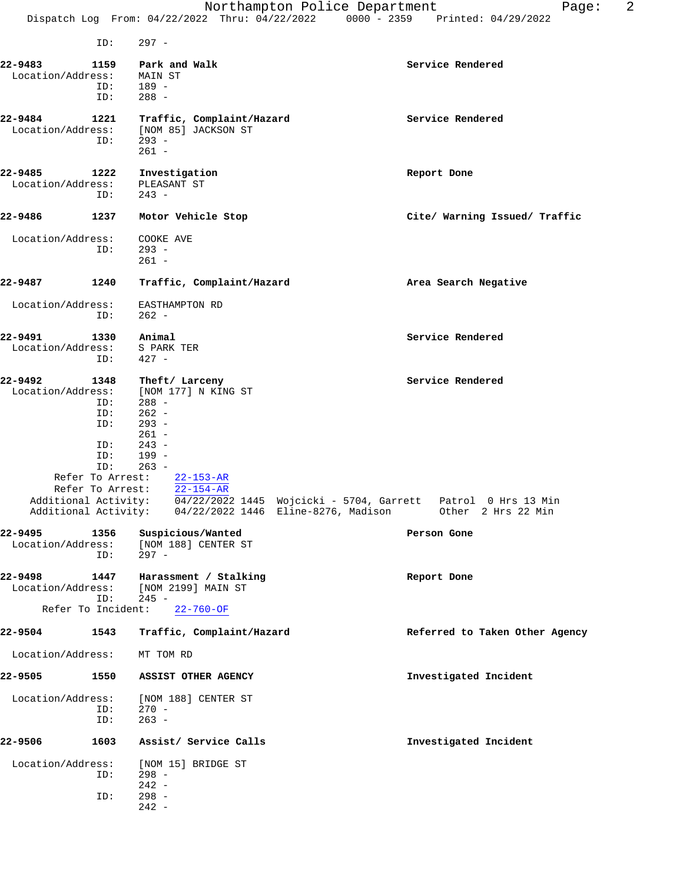ID: 297 -

**22-9483** **1159** **Park and Walk** **Service Rendered**
Location/Address: MAIN ST
ID: 189 -
ID: 288 -

**22-9484** **1221** **Traffic, Complaint/Hazard** **Service Rendered**
Location/Address: [NOM 85] JACKSON ST
ID: 293 -
261 -

**22-9485** **1222** **Investigation** **Report Done**
Location/Address: PLEASANT ST
ID: 243 -

**22-9486** **1237** **Motor Vehicle Stop** **Cite/ Warning Issued/ Traffic**
Location/Address: COOKE AVE
ID: 293 -
261 -

**22-9487** **1240** **Traffic, Complaint/Hazard** **Area Search Negative**
Location/Address: EASTHAMPTON RD
ID: 262 -

**22-9491** **1330** **Animal** **Service Rendered**
Location/Address: S PARK TER
ID: 427 -

**22-9492** **1348** **Theft/ Larceny** **Service Rendered**
Location/Address: [NOM 177] N KING ST
ID: 288 -
ID: 262 -
ID: 293 -
261 -
ID: 243 -
ID: 199 -
ID: 263 -
Refer To Arrest: 22-153-AR
Refer To Arrest: 22-154-AR
Additional Activity: 04/22/2022 1445 Wojcicki - 5704, Garrett Patrol 0 Hrs 13 Min
Additional Activity: 04/22/2022 1446 Eline-8276, Madison Other 2 Hrs 22 Min

**22-9495** **1356** **Suspicious/Wanted** **Person Gone**
Location/Address: [NOM 188] CENTER ST
ID: 297 -

**22-9498** **1447** **Harassment / Stalking** **Report Done**
Location/Address: [NOM 2199] MAIN ST
ID: 245 -
Refer To Incident: 22-760-OF

**22-9504** **1543** **Traffic, Complaint/Hazard** **Referred to Taken Other Agency**
Location/Address: MT TOM RD

**22-9505** **1550** **ASSIST OTHER AGENCY** **Investigated Incident**
Location/Address: [NOM 188] CENTER ST
ID: 270 -
ID: 263 -

**22-9506** **1603** **Assist/ Service Calls** **Investigated Incident**
Location/Address: [NOM 15] BRIDGE ST
ID: 298 -
242 -
ID: 298 -
242 -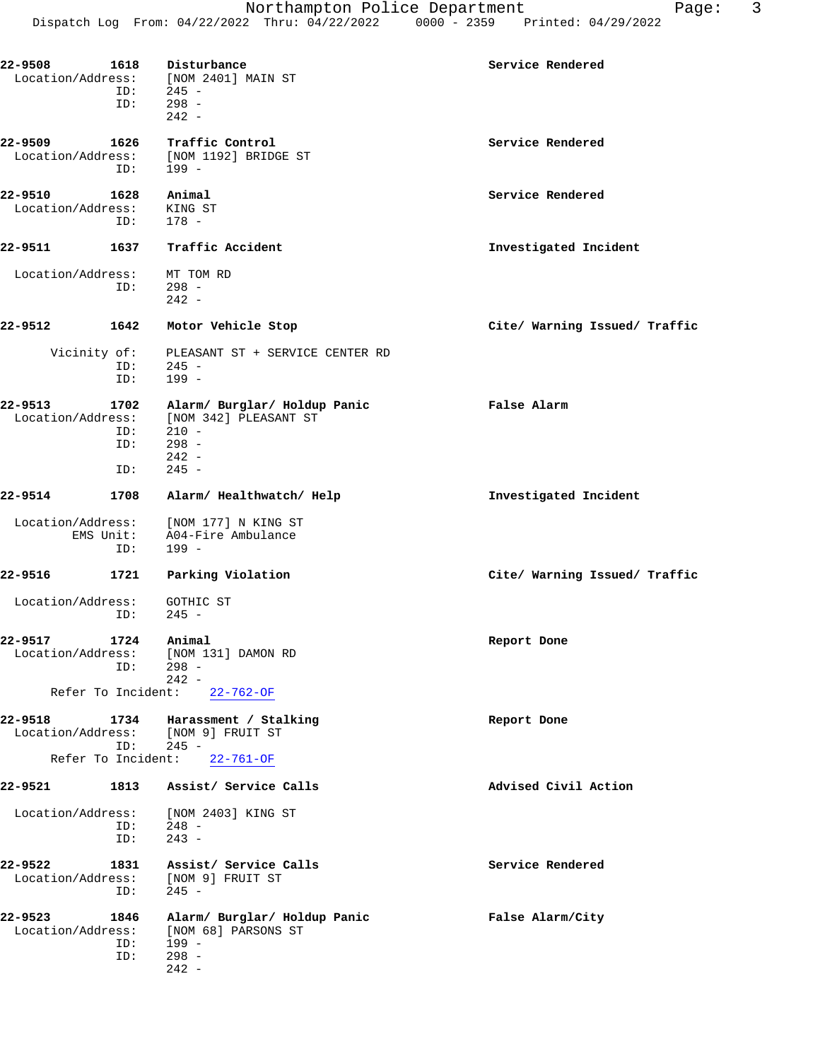22-9508 1618 Disturbance Service Rendered
Location/Address: [NOM 2401] MAIN ST
ID: 245 -
ID: 298 -
242 -

22-9509 1626 Traffic Control Service Rendered
Location/Address: [NOM 1192] BRIDGE ST
ID: 199 -

22-9510 1628 Animal Service Rendered
Location/Address: KING ST
ID: 178 -

22-9511 1637 Traffic Accident Investigated Incident
Location/Address: MT TOM RD
ID: 298 -
242 -

22-9512 1642 Motor Vehicle Stop Cite/ Warning Issued/ Traffic
Vicinity of: PLEASANT ST + SERVICE CENTER RD
ID: 245 -
ID: 199 -

22-9513 1702 Alarm/ Burglar/ Holdup Panic False Alarm
Location/Address: [NOM 342] PLEASANT ST
ID: 210 -
ID: 298 -
242 -
ID: 245 -

22-9514 1708 Alarm/ Healthwatch/ Help Investigated Incident
Location/Address: [NOM 177] N KING ST
EMS Unit: A04-Fire Ambulance
ID: 199 -

22-9516 1721 Parking Violation Cite/ Warning Issued/ Traffic
Location/Address: GOTHIC ST
ID: 245 -

22-9517 1724 Animal Report Done
Location/Address: [NOM 131] DAMON RD
ID: 298 -
242 -
Refer To Incident: 22-762-OF

22-9518 1734 Harassment / Stalking Report Done
Location/Address: [NOM 9] FRUIT ST
ID: 245 -
Refer To Incident: 22-761-OF

22-9521 1813 Assist/ Service Calls Advised Civil Action
Location/Address: [NOM 2403] KING ST
ID: 248 -
ID: 243 -

22-9522 1831 Assist/ Service Calls Service Rendered
Location/Address: [NOM 9] FRUIT ST
ID: 245 -

22-9523 1846 Alarm/ Burglar/ Holdup Panic False Alarm/City
Location/Address: [NOM 68] PARSONS ST
ID: 199 -
ID: 298 -
242 -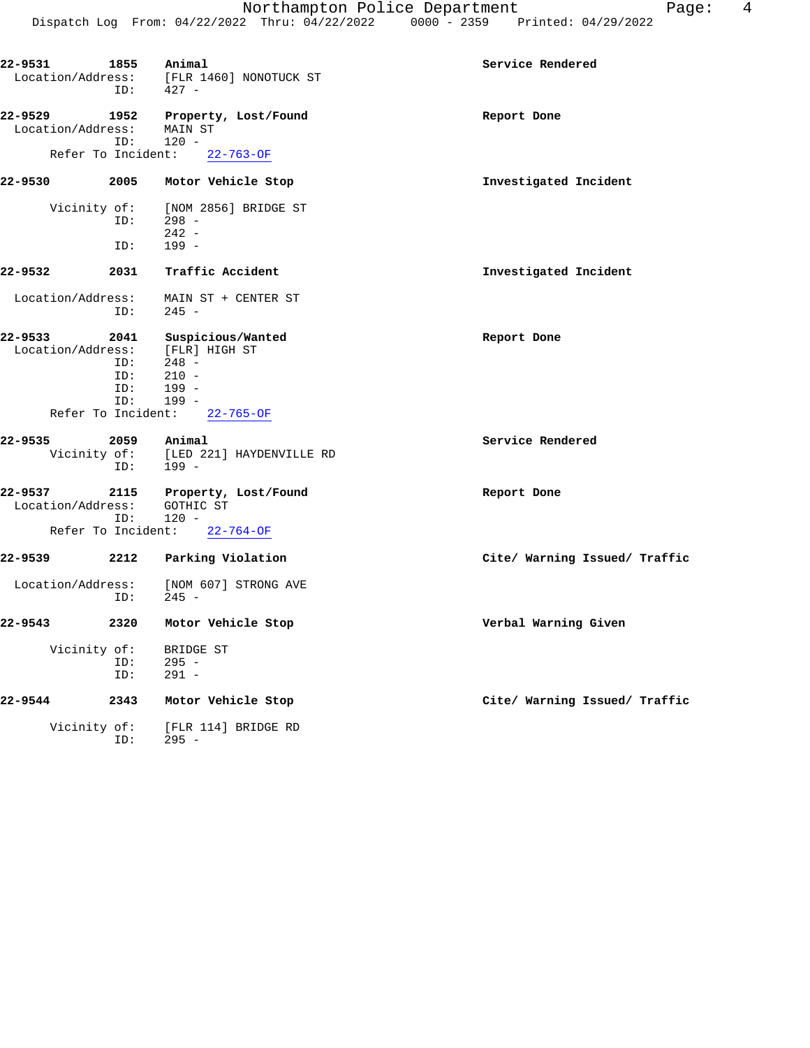**22-9531** **1855** **Animal** **Service Rendered**
Location/Address: [FLR 1460] NONOTUCK ST
ID: 427 -

**22-9529** **1952** **Property, Lost/Found** **Report Done**
Location/Address: MAIN ST
ID: 120 -
Refer To Incident: 22-763-OF

**22-9530** **2005** **Motor Vehicle Stop** **Investigated Incident**
Vicinity of: [NOM 2856] BRIDGE ST
ID: 298 -
242 -
ID: 199 -

**22-9532** **2031** **Traffic Accident** **Investigated Incident**
Location/Address: MAIN ST + CENTER ST
ID: 245 -

**22-9533** **2041** **Suspicious/Wanted** **Report Done**
Location/Address: [FLR] HIGH ST
ID: 248 -
ID: 210 -
ID: 199 -
ID: 199 -
Refer To Incident: 22-765-OF

**22-9535** **2059** **Animal** **Service Rendered**
Vicinity of: [LED 221] HAYDENVILLE RD
ID: 199 -

**22-9537** **2115** **Property, Lost/Found** **Report Done**
Location/Address: GOTHIC ST
ID: 120 -
Refer To Incident: 22-764-OF

**22-9539** **2212** **Parking Violation** **Cite/ Warning Issued/ Traffic**
Location/Address: [NOM 607] STRONG AVE
ID: 245 -

**22-9543** **2320** **Motor Vehicle Stop** **Verbal Warning Given**
Vicinity of: BRIDGE ST
ID: 295 -
ID: 291 -

**22-9544** **2343** **Motor Vehicle Stop** **Cite/ Warning Issued/ Traffic**
Vicinity of: [FLR 114] BRIDGE RD
ID: 295 -